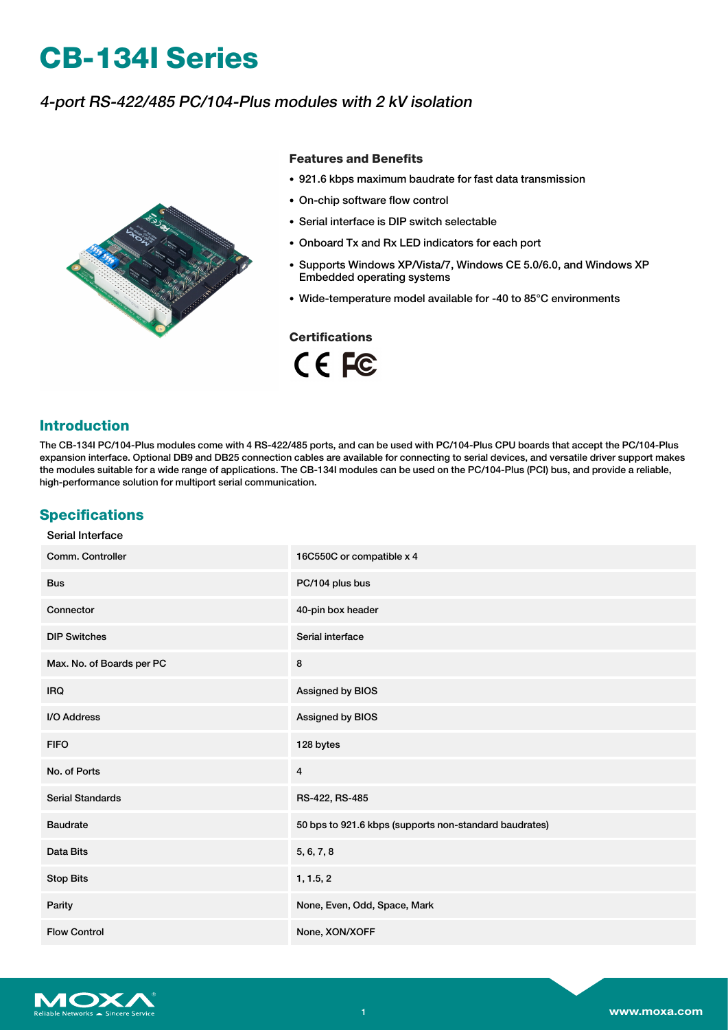# CB-134I Series

*4-port RS-422/485 PC/104-Plus modules with 2 kV isolation*

### Features and Benefits

- 921.6 kbps maximum baudrate for fast data transmission
- On-chip software flow control
- Serial interface is DIP switch selectable
- Onboard Tx and Rx LED indicators for each port
- Supports Windows XP/Vista/7, Windows CE 5.0/6.0, and Windows XP Embedded operating systems
- Wide-temperature model available for -40 to 85°C environments

### Certifications

## Introduction

The CB-134I PC/104-Plus modules come with 4 RS-422/485 ports, and can be used with PC/104-Plus CPU boards that accept the PC/104-Plus expansion interface. Optional DB9 and DB25 connection cables are available for connecting to serial devices, and versatile driver support makes the modules suitable for a wide range of applications. The CB-134I modules can be used on the PC/104-Plus (PCI) bus, and provide a reliable, high-performance solution for multiport serial communication.

## Specifications

Serial Interface

| | |
|---|---|
| Comm. Controller | 16C550C or compatible x 4 |
| Bus | PC/104 plus bus |
| Connector | 40-pin box header |
| DIP Switches | Serial interface |
| Max. No. of Boards per PC | 8 |
| IRQ | Assigned by BIOS |
| I/O Address | Assigned by BIOS |
| FIFO | 128 bytes |
| No. of Ports | 4 |
| Serial Standards | RS-422, RS-485 |
| Baudrate | 50 bps to 921.6 kbps (supports non-standard baudrates) |
| Data Bits | 5, 6, 7, 8 |
| Stop Bits | 1, 1.5, 2 |
| Parity | None, Even, Odd, Space, Mark |
| Flow Control | None, XON/XOFF |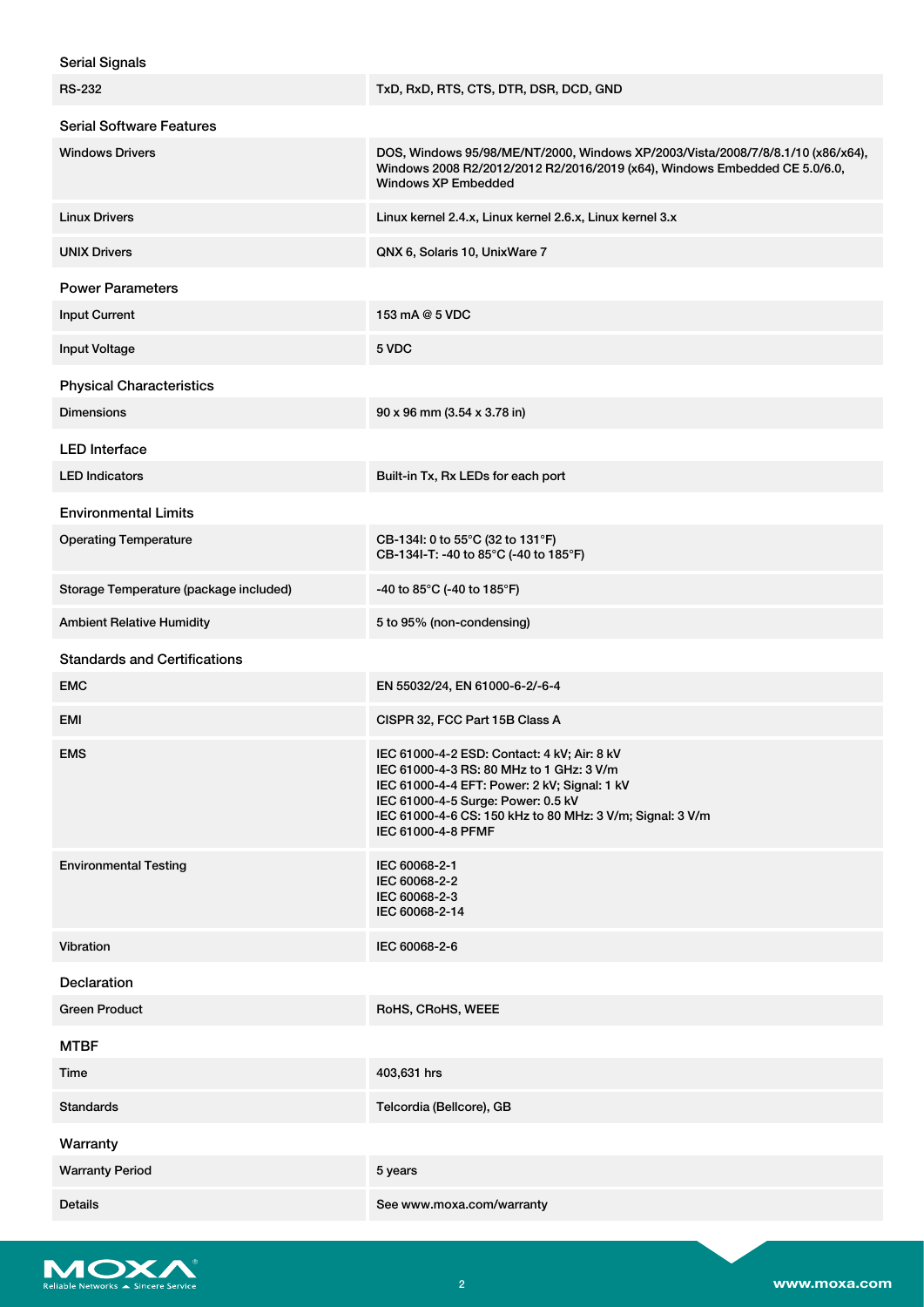### Serial Signals

| | |
|---|---|
| RS-232 | TxD, RxD, RTS, CTS, DTR, DSR, DCD, GND |

### Serial Software Features

| | |
|---|---|
| Windows Drivers | DOS, Windows 95/98/ME/NT/2000, Windows XP/2003/Vista/2008/7/8/8.1/10 (x86/x64), Windows 2008 R2/2012/2012 R2/2016/2019 (x64), Windows Embedded CE 5.0/6.0, Windows XP Embedded |
| Linux Drivers | Linux kernel 2.4.x, Linux kernel 2.6.x, Linux kernel 3.x |
| UNIX Drivers | QNX 6, Solaris 10, UnixWare 7 |

### Power Parameters

| | |
|---|---|
| Input Current | 153 mA @ 5 VDC |
| Input Voltage | 5 VDC |

### Physical Characteristics

| | |
|---|---|
| Dimensions | 90 x 96 mm (3.54 x 3.78 in) |

### LED Interface

| | |
|---|---|
| LED Indicators | Built-in Tx, Rx LEDs for each port |

### Environmental Limits

| | |
|---|---|
| Operating Temperature | CB-134I: 0 to 55°C (32 to 131°F)<br>CB-134I-T: -40 to 85°C (-40 to 185°F) |
| Storage Temperature (package included) | -40 to 85°C (-40 to 185°F) |
| Ambient Relative Humidity | 5 to 95% (non-condensing) |

### Standards and Certifications

| | |
|---|---|
| EMC | EN 55032/24, EN 61000-6-2/-6-4 |
| EMI | CISPR 32, FCC Part 15B Class A |
| EMS | IEC 61000-4-2 ESD: Contact: 4 kV; Air: 8 kV<br>IEC 61000-4-3 RS: 80 MHz to 1 GHz: 3 V/m<br>IEC 61000-4-4 EFT: Power: 2 kV; Signal: 1 kV<br>IEC 61000-4-5 Surge: Power: 0.5 kV<br>IEC 61000-4-6 CS: 150 kHz to 80 MHz: 3 V/m; Signal: 3 V/m<br>IEC 61000-4-8 PFMF |
| Environmental Testing | IEC 60068-2-1<br>IEC 60068-2-2<br>IEC 60068-2-3<br>IEC 60068-2-14 |
| Vibration | IEC 60068-2-6 |

### Declaration

| | |
|---|---|
| Green Product | RoHS, CRoHS, WEEE |

### MTBF

| | |
|---|---|
| Time | 403,631 hrs |
| Standards | Telcordia (Bellcore), GB |

### Warranty

| | |
|---|---|
| Warranty Period | 5 years |
| Details | See www.moxa.com/warranty |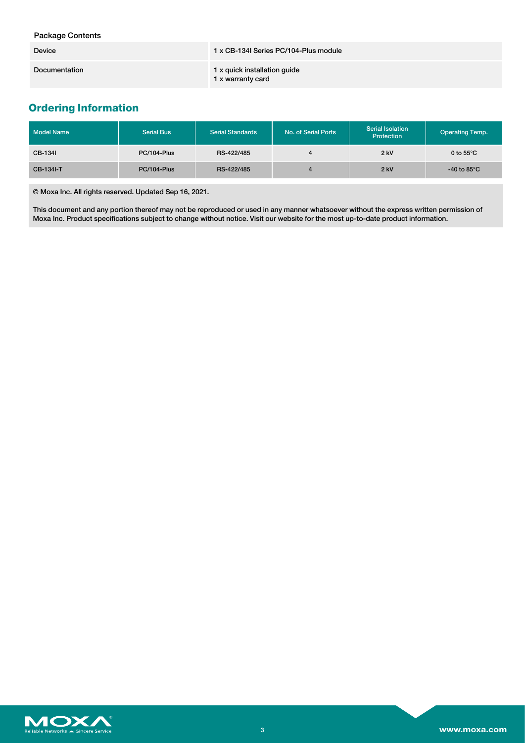### Package Contents

| | |
|---|---|
| Device | 1 x CB-134I Series PC/104-Plus module |
| Documentation | 1 x quick installation guide<br>1 x warranty card |

## Ordering Information

| Model Name | Serial Bus | Serial Standards | No. of Serial Ports | Serial Isolation Protection | Operating Temp. |
|---|---|---|---|---|---|
| CB-134I | PC/104-Plus | RS-422/485 | 4 | 2 kV | 0 to 55°C |
| CB-134I-T | PC/104-Plus | RS-422/485 | 4 | 2 kV | -40 to 85°C |

© Moxa Inc. All rights reserved. Updated Sep 16, 2021.

This document and any portion thereof may not be reproduced or used in any manner whatsoever without the express written permission of Moxa Inc. Product specifications subject to change without notice. Visit our website for the most up-to-date product information.